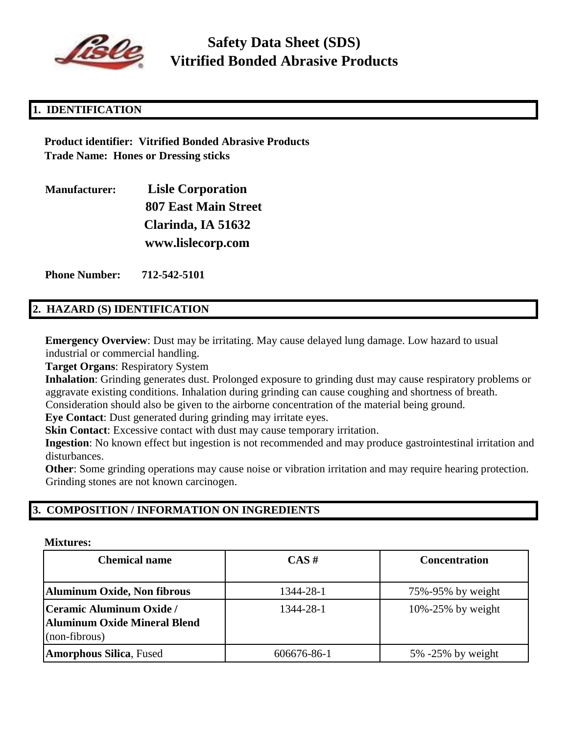# Safety Data Sheet (SDS)
# Vitrified Bonded Abrasive Products

## 1. IDENTIFICATION

**Product identifier: Vitrified Bonded Abrasive Products**
**Trade Name: Hones or Dressing sticks**

**Manufacturer:** **Lisle Corporation**
**807 East Main Street**
**Clarinda, IA 51632**
**www.lislecorp.com**

**Phone Number:** **712-542-5101**

## 2. HAZARD (S) IDENTIFICATION

**Emergency Overview**: Dust may be irritating. May cause delayed lung damage. Low hazard to usual industrial or commercial handling.
**Target Organs**: Respiratory System
**Inhalation**: Grinding generates dust. Prolonged exposure to grinding dust may cause respiratory problems or aggravate existing conditions. Inhalation during grinding can cause coughing and shortness of breath. Consideration should also be given to the airborne concentration of the material being ground.
**Eye Contact**: Dust generated during grinding may irritate eyes.
**Skin Contact**: Excessive contact with dust may cause temporary irritation.
**Ingestion**: No known effect but ingestion is not recommended and may produce gastrointestinal irritation and disturbances.
**Other**: Some grinding operations may cause noise or vibration irritation and may require hearing protection. Grinding stones are not known carcinogen.

## 3. COMPOSITION / INFORMATION ON INGREDIENTS

**Mixtures:**

| Chemical name | CAS # | Concentration |
|---|---|---|
| **Aluminum Oxide, Non fibrous** | 1344-28-1 | 75%-95% by weight |
| **Ceramic Aluminum Oxide / Aluminum Oxide Mineral Blend** (non-fibrous) | 1344-28-1 | 10%-25% by weight |
| **Amorphous Silica**, Fused | 606676-86-1 | 5% -25% by weight |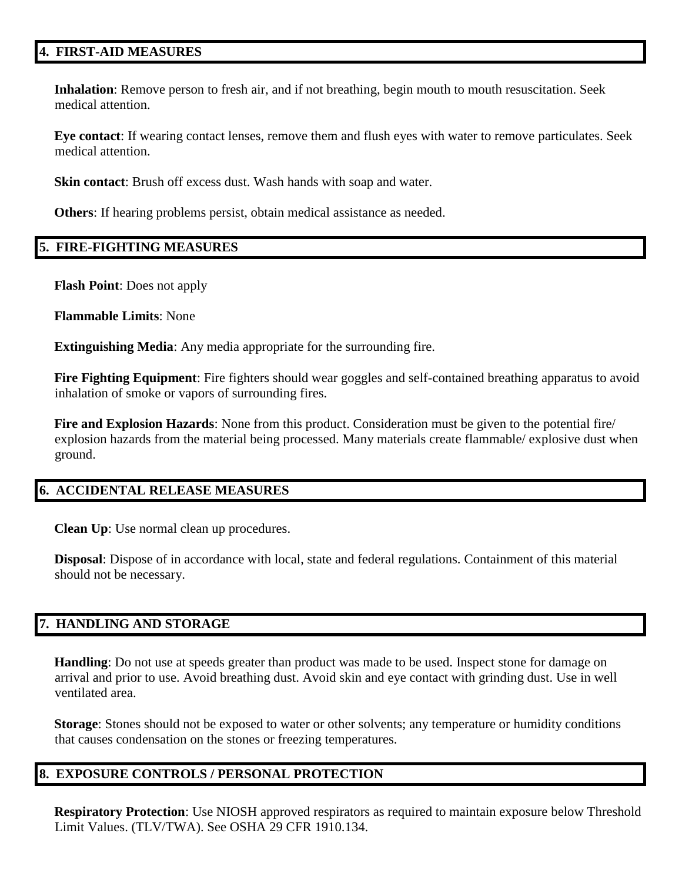## 4. FIRST-AID MEASURES

**Inhalation**: Remove person to fresh air, and if not breathing, begin mouth to mouth resuscitation. Seek medical attention.

**Eye contact**: If wearing contact lenses, remove them and flush eyes with water to remove particulates. Seek medical attention.

**Skin contact**: Brush off excess dust. Wash hands with soap and water.

**Others**: If hearing problems persist, obtain medical assistance as needed.

## 5. FIRE-FIGHTING MEASURES

**Flash Point**: Does not apply

**Flammable Limits**: None

**Extinguishing Media**: Any media appropriate for the surrounding fire.

**Fire Fighting Equipment**: Fire fighters should wear goggles and self-contained breathing apparatus to avoid inhalation of smoke or vapors of surrounding fires.

**Fire and Explosion Hazards**: None from this product. Consideration must be given to the potential fire/ explosion hazards from the material being processed. Many materials create flammable/ explosive dust when ground.

## 6. ACCIDENTAL RELEASE MEASURES

**Clean Up**: Use normal clean up procedures.

**Disposal**: Dispose of in accordance with local, state and federal regulations. Containment of this material should not be necessary.

## 7. HANDLING AND STORAGE

**Handling**: Do not use at speeds greater than product was made to be used. Inspect stone for damage on arrival and prior to use. Avoid breathing dust. Avoid skin and eye contact with grinding dust. Use in well ventilated area.

**Storage**: Stones should not be exposed to water or other solvents; any temperature or humidity conditions that causes condensation on the stones or freezing temperatures.

## 8. EXPOSURE CONTROLS / PERSONAL PROTECTION

**Respiratory Protection**: Use NIOSH approved respirators as required to maintain exposure below Threshold Limit Values. (TLV/TWA). See OSHA 29 CFR 1910.134.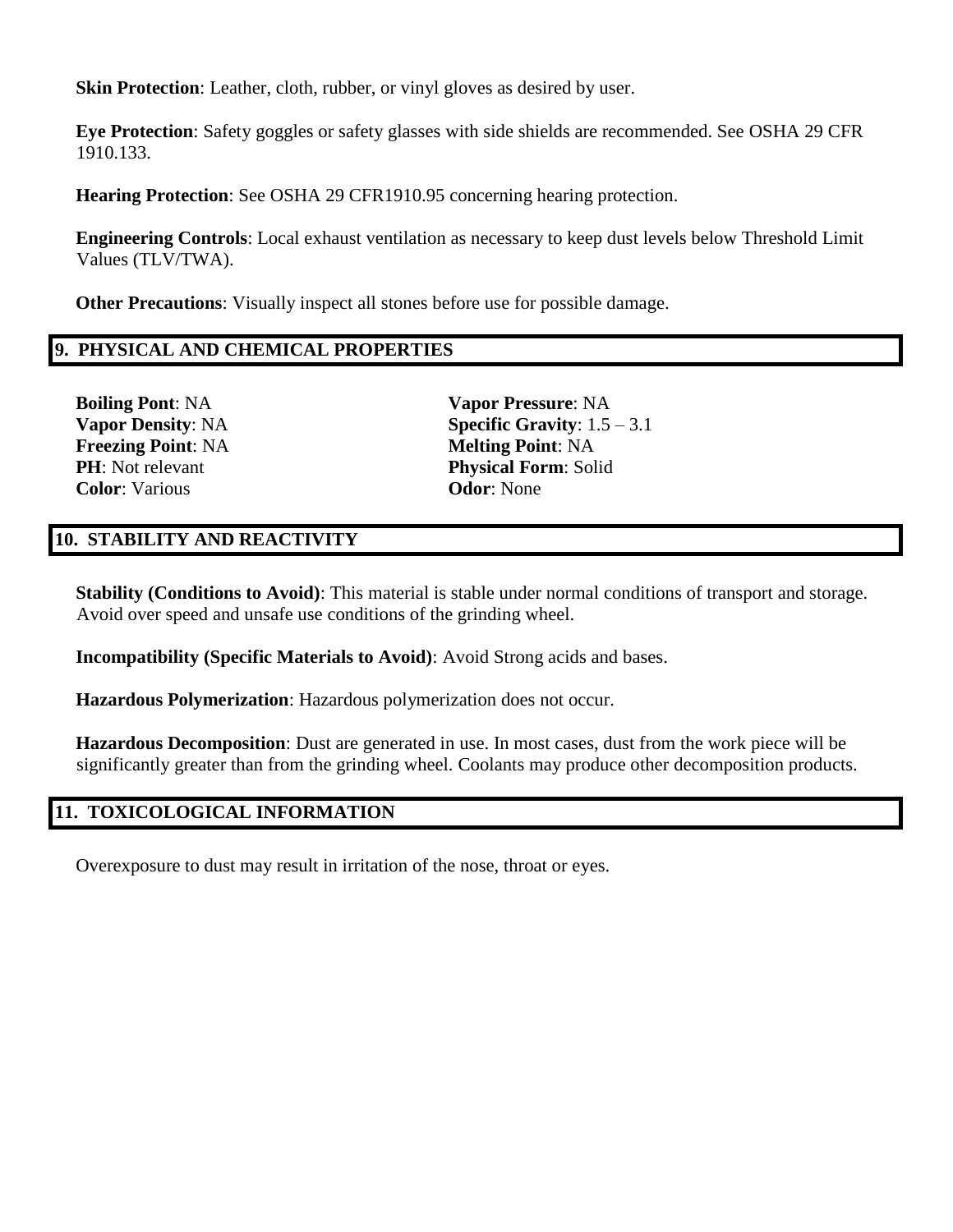**Skin Protection**: Leather, cloth, rubber, or vinyl gloves as desired by user.

**Eye Protection**: Safety goggles or safety glasses with side shields are recommended. See OSHA 29 CFR 1910.133.

**Hearing Protection**: See OSHA 29 CFR1910.95 concerning hearing protection.

**Engineering Controls**: Local exhaust ventilation as necessary to keep dust levels below Threshold Limit Values (TLV/TWA).

**Other Precautions**: Visually inspect all stones before use for possible damage.

## 9. PHYSICAL AND CHEMICAL PROPERTIES

**Boiling Pont**: NA
**Vapor Density**: NA
**Freezing Point**: NA
**PH**: Not relevant
**Color**: Various

**Vapor Pressure**: NA
**Specific Gravity**: 1.5 – 3.1
**Melting Point**: NA
**Physical Form**: Solid
**Odor**: None

## 10. STABILITY AND REACTIVITY

**Stability (Conditions to Avoid)**: This material is stable under normal conditions of transport and storage. Avoid over speed and unsafe use conditions of the grinding wheel.

**Incompatibility (Specific Materials to Avoid)**: Avoid Strong acids and bases.

**Hazardous Polymerization**: Hazardous polymerization does not occur.

**Hazardous Decomposition**: Dust are generated in use. In most cases, dust from the work piece will be significantly greater than from the grinding wheel. Coolants may produce other decomposition products.

## 11. TOXICOLOGICAL INFORMATION

Overexposure to dust may result in irritation of the nose, throat or eyes.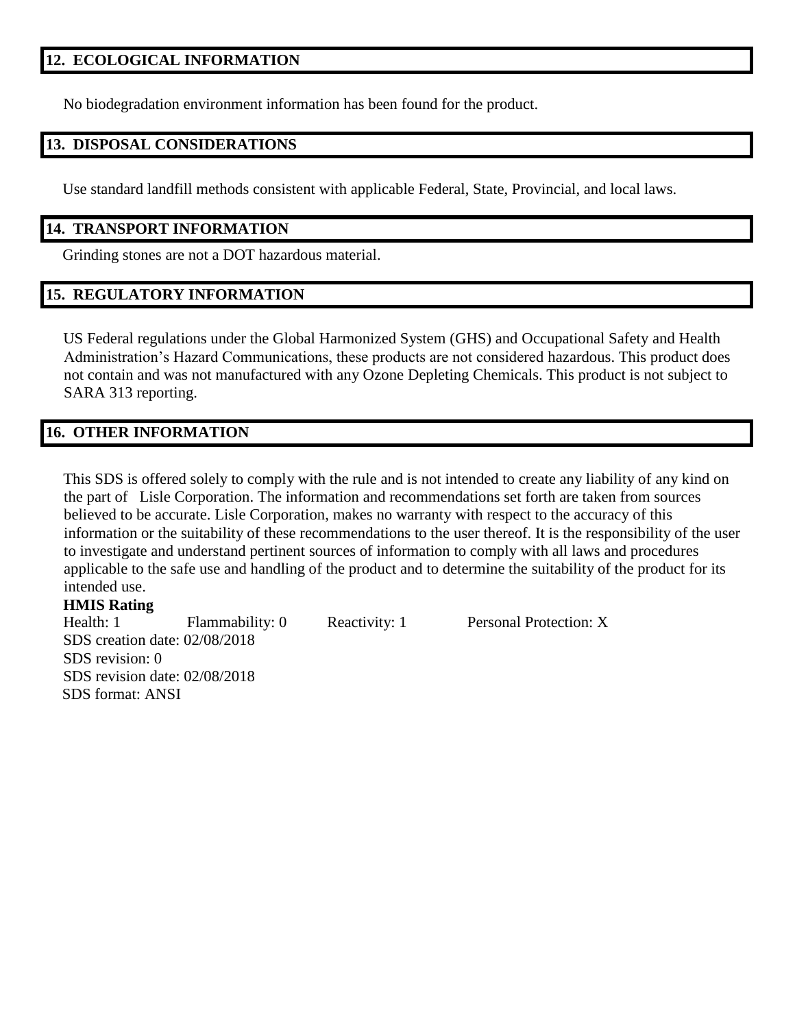## 12. ECOLOGICAL INFORMATION

No biodegradation environment information has been found for the product.

## 13. DISPOSAL CONSIDERATIONS

Use standard landfill methods consistent with applicable Federal, State, Provincial, and local laws.

## 14. TRANSPORT INFORMATION

Grinding stones are not a DOT hazardous material.

## 15. REGULATORY INFORMATION

US Federal regulations under the Global Harmonized System (GHS) and Occupational Safety and Health Administration's Hazard Communications, these products are not considered hazardous. This product does not contain and was not manufactured with any Ozone Depleting Chemicals. This product is not subject to SARA 313 reporting.

## 16. OTHER INFORMATION

This SDS is offered solely to comply with the rule and is not intended to create any liability of any kind on the part of Lisle Corporation. The information and recommendations set forth are taken from sources believed to be accurate. Lisle Corporation, makes no warranty with respect to the accuracy of this information or the suitability of these recommendations to the user thereof. It is the responsibility of the user to investigate and understand pertinent sources of information to comply with all laws and procedures applicable to the safe use and handling of the product and to determine the suitability of the product for its intended use.

**HMIS Rating**

Health: 1 Flammability: 0 Reactivity: 1 Personal Protection: X

SDS creation date: 02/08/2018

SDS revision: 0

SDS revision date: 02/08/2018

SDS format: ANSI